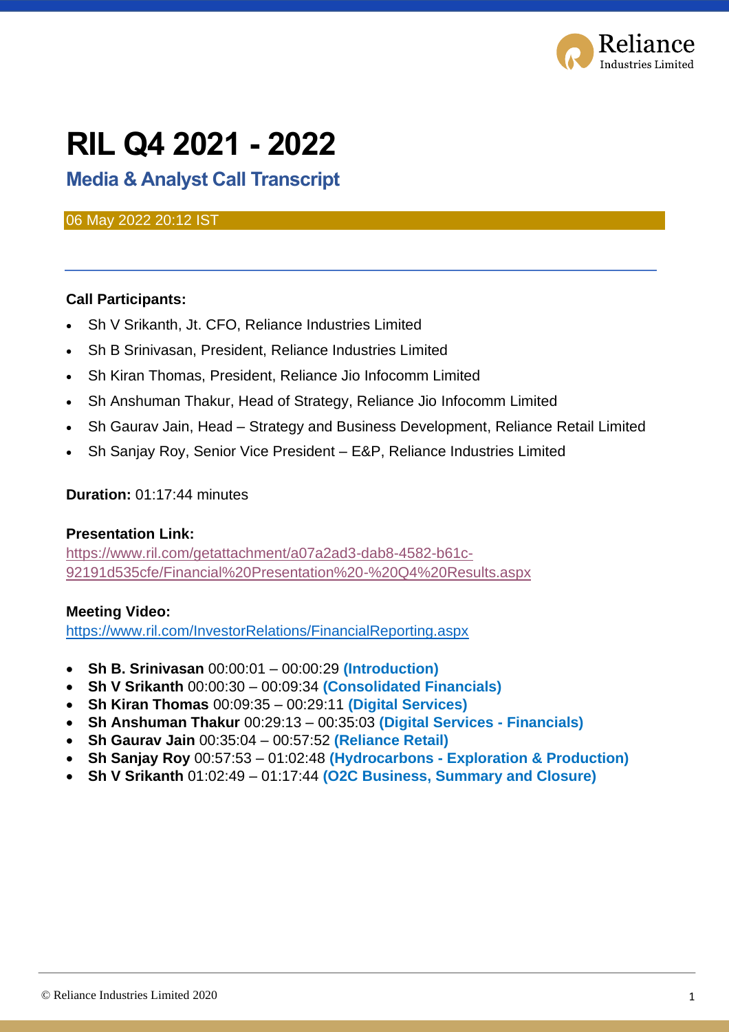# RIL Q4 2021 - 2022

## Media & Analyst Call Transcript

06 May 2022 20:12 IST

**Call Participants:**

- Sh V Srikanth, Jt. CFO, Reliance Industries Limited
- Sh B Srinivasan, President, Reliance Industries Limited
- Sh Kiran Thomas, President, Reliance Jio Infocomm Limited
- Sh Anshuman Thakur, Head of Strategy, Reliance Jio Infocomm Limited
- Sh Gaurav Jain, Head – Strategy and Business Development, Reliance Retail Limited
- Sh Sanjay Roy, Senior Vice President – E&P, Reliance Industries Limited

**Duration:** 01:17:44 minutes

**Presentation Link:**
https://www.ril.com/getattachment/a07a2ad3-dab8-4582-b61c-92191d535cfe/Financial%20Presentation%20-%20Q4%20Results.aspx

**Meeting Video:**
https://www.ril.com/InvestorRelations/FinancialReporting.aspx

- **Sh B. Srinivasan** 00:00:01 – 00:00:29 **(Introduction)**
- **Sh V Srikanth** 00:00:30 – 00:09:34 **(Consolidated Financials)**
- **Sh Kiran Thomas** 00:09:35 – 00:29:11 **(Digital Services)**
- **Sh Anshuman Thakur** 00:29:13 – 00:35:03 **(Digital Services - Financials)**
- **Sh Gaurav Jain** 00:35:04 – 00:57:52 **(Reliance Retail)**
- **Sh Sanjay Roy** 00:57:53 – 01:02:48 **(Hydrocarbons - Exploration & Production)**
- **Sh V Srikanth** 01:02:49 – 01:17:44 **(O2C Business, Summary and Closure)**

© Reliance Industries Limited 2020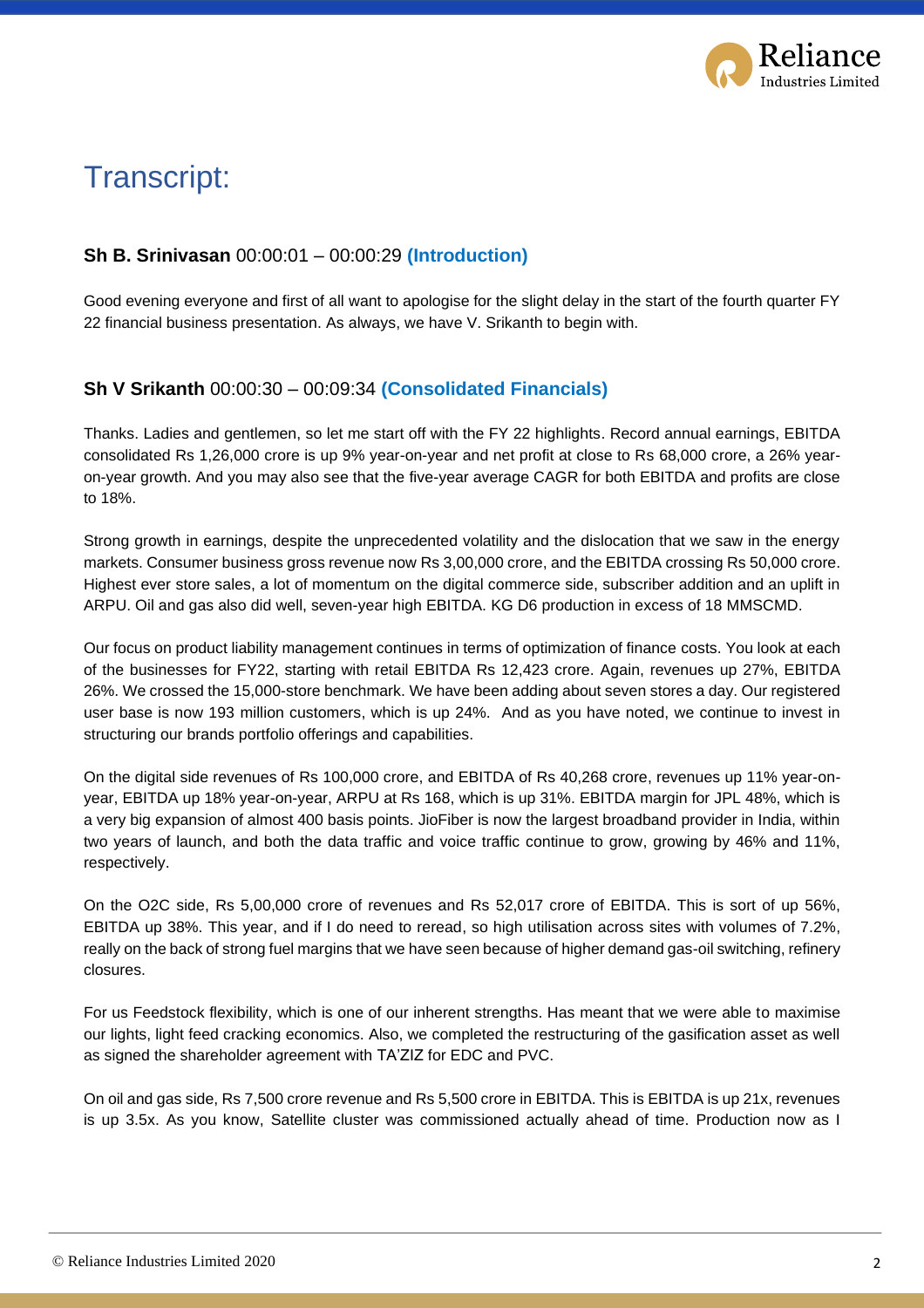# Transcript:

### **Sh B. Srinivasan** 00:00:01 – 00:00:29 **(Introduction)**

Good evening everyone and first of all want to apologise for the slight delay in the start of the fourth quarter FY 22 financial business presentation. As always, we have V. Srikanth to begin with.

### **Sh V Srikanth** 00:00:30 – 00:09:34 **(Consolidated Financials)**

Thanks. Ladies and gentlemen, so let me start off with the FY 22 highlights. Record annual earnings, EBITDA consolidated Rs 1,26,000 crore is up 9% year-on-year and net profit at close to Rs 68,000 crore, a 26% year-on-year growth. And you may also see that the five-year average CAGR for both EBITDA and profits are close to 18%.

Strong growth in earnings, despite the unprecedented volatility and the dislocation that we saw in the energy markets. Consumer business gross revenue now Rs 3,00,000 crore, and the EBITDA crossing Rs 50,000 crore. Highest ever store sales, a lot of momentum on the digital commerce side, subscriber addition and an uplift in ARPU. Oil and gas also did well, seven-year high EBITDA. KG D6 production in excess of 18 MMSCMD.

Our focus on product liability management continues in terms of optimization of finance costs. You look at each of the businesses for FY22, starting with retail EBITDA Rs 12,423 crore. Again, revenues up 27%, EBITDA 26%. We crossed the 15,000-store benchmark. We have been adding about seven stores a day. Our registered user base is now 193 million customers, which is up 24%. And as you have noted, we continue to invest in structuring our brands portfolio offerings and capabilities.

On the digital side revenues of Rs 100,000 crore, and EBITDA of Rs 40,268 crore, revenues up 11% year-on-year, EBITDA up 18% year-on-year, ARPU at Rs 168, which is up 31%. EBITDA margin for JPL 48%, which is a very big expansion of almost 400 basis points. JioFiber is now the largest broadband provider in India, within two years of launch, and both the data traffic and voice traffic continue to grow, growing by 46% and 11%, respectively.

On the O2C side, Rs 5,00,000 crore of revenues and Rs 52,017 crore of EBITDA. This is sort of up 56%, EBITDA up 38%. This year, and if I do need to reread, so high utilisation across sites with volumes of 7.2%, really on the back of strong fuel margins that we have seen because of higher demand gas-oil switching, refinery closures.

For us Feedstock flexibility, which is one of our inherent strengths. Has meant that we were able to maximise our lights, light feed cracking economics. Also, we completed the restructuring of the gasification asset as well as signed the shareholder agreement with TA'ZIZ for EDC and PVC.

On oil and gas side, Rs 7,500 crore revenue and Rs 5,500 crore in EBITDA. This is EBITDA is up 21x, revenues is up 3.5x. As you know, Satellite cluster was commissioned actually ahead of time. Production now as I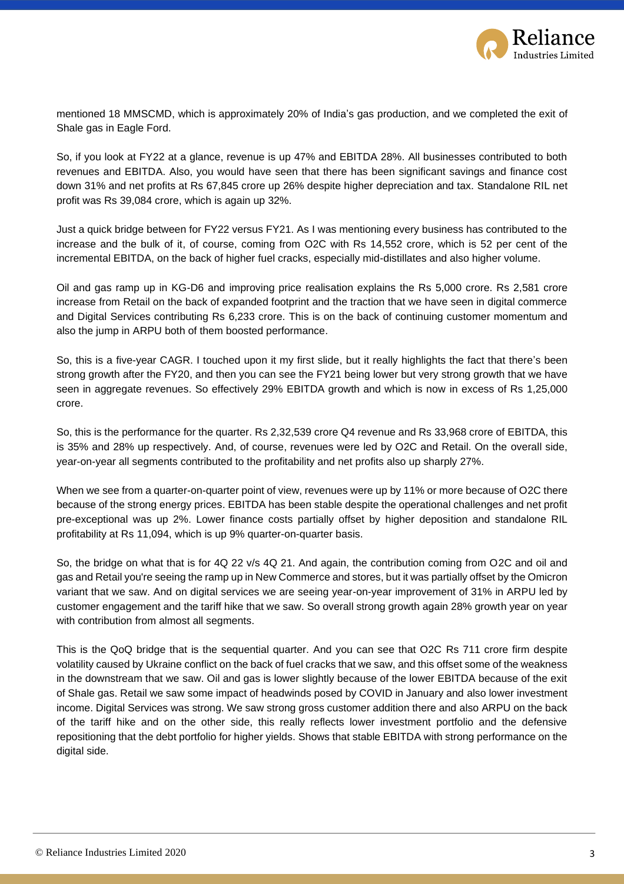mentioned 18 MMSCMD, which is approximately 20% of India's gas production, and we completed the exit of Shale gas in Eagle Ford.

So, if you look at FY22 at a glance, revenue is up 47% and EBITDA 28%. All businesses contributed to both revenues and EBITDA. Also, you would have seen that there has been significant savings and finance cost down 31% and net profits at Rs 67,845 crore up 26% despite higher depreciation and tax. Standalone RIL net profit was Rs 39,084 crore, which is again up 32%.

Just a quick bridge between for FY22 versus FY21. As I was mentioning every business has contributed to the increase and the bulk of it, of course, coming from O2C with Rs 14,552 crore, which is 52 per cent of the incremental EBITDA, on the back of higher fuel cracks, especially mid-distillates and also higher volume.

Oil and gas ramp up in KG-D6 and improving price realisation explains the Rs 5,000 crore. Rs 2,581 crore increase from Retail on the back of expanded footprint and the traction that we have seen in digital commerce and Digital Services contributing Rs 6,233 crore. This is on the back of continuing customer momentum and also the jump in ARPU both of them boosted performance.

So, this is a five-year CAGR. I touched upon it my first slide, but it really highlights the fact that there's been strong growth after the FY20, and then you can see the FY21 being lower but very strong growth that we have seen in aggregate revenues. So effectively 29% EBITDA growth and which is now in excess of Rs 1,25,000 crore.

So, this is the performance for the quarter. Rs 2,32,539 crore Q4 revenue and Rs 33,968 crore of EBITDA, this is 35% and 28% up respectively. And, of course, revenues were led by O2C and Retail. On the overall side, year-on-year all segments contributed to the profitability and net profits also up sharply 27%.

When we see from a quarter-on-quarter point of view, revenues were up by 11% or more because of O2C there because of the strong energy prices. EBITDA has been stable despite the operational challenges and net profit pre-exceptional was up 2%. Lower finance costs partially offset by higher deposition and standalone RIL profitability at Rs 11,094, which is up 9% quarter-on-quarter basis.

So, the bridge on what that is for 4Q 22 v/s 4Q 21. And again, the contribution coming from O2C and oil and gas and Retail you're seeing the ramp up in New Commerce and stores, but it was partially offset by the Omicron variant that we saw. And on digital services we are seeing year-on-year improvement of 31% in ARPU led by customer engagement and the tariff hike that we saw. So overall strong growth again 28% growth year on year with contribution from almost all segments.

This is the QoQ bridge that is the sequential quarter. And you can see that O2C Rs 711 crore firm despite volatility caused by Ukraine conflict on the back of fuel cracks that we saw, and this offset some of the weakness in the downstream that we saw. Oil and gas is lower slightly because of the lower EBITDA because of the exit of Shale gas. Retail we saw some impact of headwinds posed by COVID in January and also lower investment income. Digital Services was strong. We saw strong gross customer addition there and also ARPU on the back of the tariff hike and on the other side, this really reflects lower investment portfolio and the defensive repositioning that the debt portfolio for higher yields. Shows that stable EBITDA with strong performance on the digital side.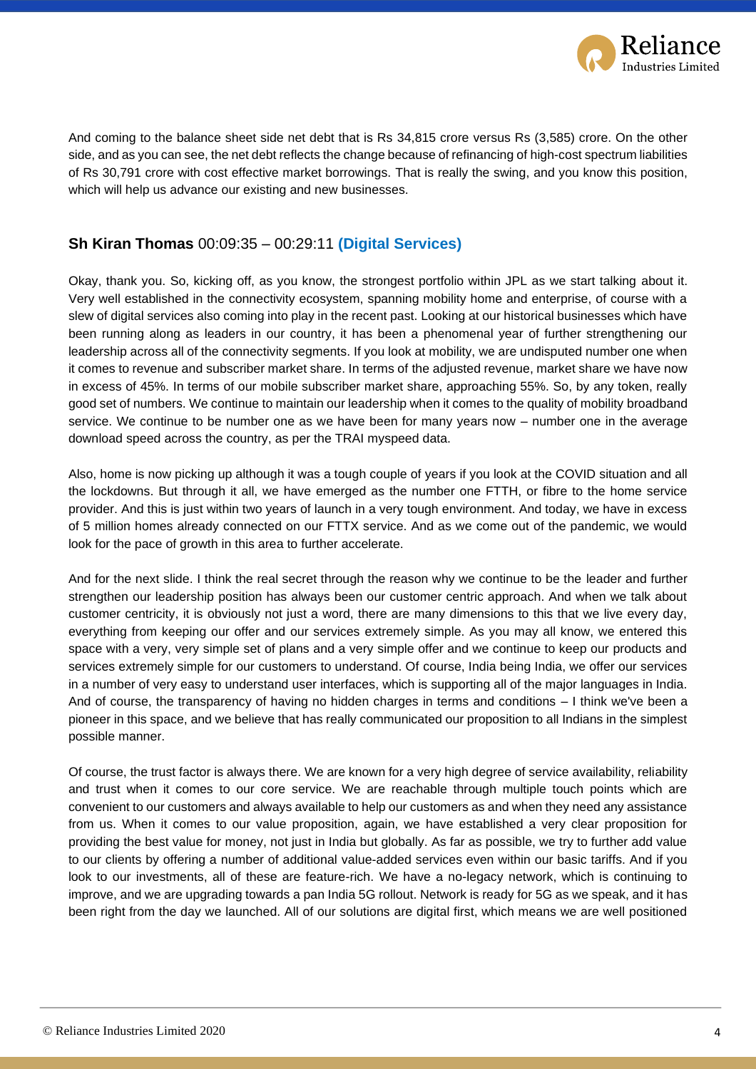And coming to the balance sheet side net debt that is Rs 34,815 crore versus Rs (3,585) crore. On the other side, and as you can see, the net debt reflects the change because of refinancing of high-cost spectrum liabilities of Rs 30,791 crore with cost effective market borrowings. That is really the swing, and you know this position, which will help us advance our existing and new businesses.

## **Sh Kiran Thomas** 00:09:35 – 00:29:11 **(Digital Services)**

Okay, thank you. So, kicking off, as you know, the strongest portfolio within JPL as we start talking about it. Very well established in the connectivity ecosystem, spanning mobility home and enterprise, of course with a slew of digital services also coming into play in the recent past. Looking at our historical businesses which have been running along as leaders in our country, it has been a phenomenal year of further strengthening our leadership across all of the connectivity segments. If you look at mobility, we are undisputed number one when it comes to revenue and subscriber market share. In terms of the adjusted revenue, market share we have now in excess of 45%. In terms of our mobile subscriber market share, approaching 55%. So, by any token, really good set of numbers. We continue to maintain our leadership when it comes to the quality of mobility broadband service. We continue to be number one as we have been for many years now – number one in the average download speed across the country, as per the TRAI myspeed data.

Also, home is now picking up although it was a tough couple of years if you look at the COVID situation and all the lockdowns. But through it all, we have emerged as the number one FTTH, or fibre to the home service provider. And this is just within two years of launch in a very tough environment. And today, we have in excess of 5 million homes already connected on our FTTX service. And as we come out of the pandemic, we would look for the pace of growth in this area to further accelerate.

And for the next slide. I think the real secret through the reason why we continue to be the leader and further strengthen our leadership position has always been our customer centric approach. And when we talk about customer centricity, it is obviously not just a word, there are many dimensions to this that we live every day, everything from keeping our offer and our services extremely simple. As you may all know, we entered this space with a very, very simple set of plans and a very simple offer and we continue to keep our products and services extremely simple for our customers to understand. Of course, India being India, we offer our services in a number of very easy to understand user interfaces, which is supporting all of the major languages in India. And of course, the transparency of having no hidden charges in terms and conditions – I think we've been a pioneer in this space, and we believe that has really communicated our proposition to all Indians in the simplest possible manner.

Of course, the trust factor is always there. We are known for a very high degree of service availability, reliability and trust when it comes to our core service. We are reachable through multiple touch points which are convenient to our customers and always available to help our customers as and when they need any assistance from us. When it comes to our value proposition, again, we have established a very clear proposition for providing the best value for money, not just in India but globally. As far as possible, we try to further add value to our clients by offering a number of additional value-added services even within our basic tariffs. And if you look to our investments, all of these are feature-rich. We have a no-legacy network, which is continuing to improve, and we are upgrading towards a pan India 5G rollout. Network is ready for 5G as we speak, and it has been right from the day we launched. All of our solutions are digital first, which means we are well positioned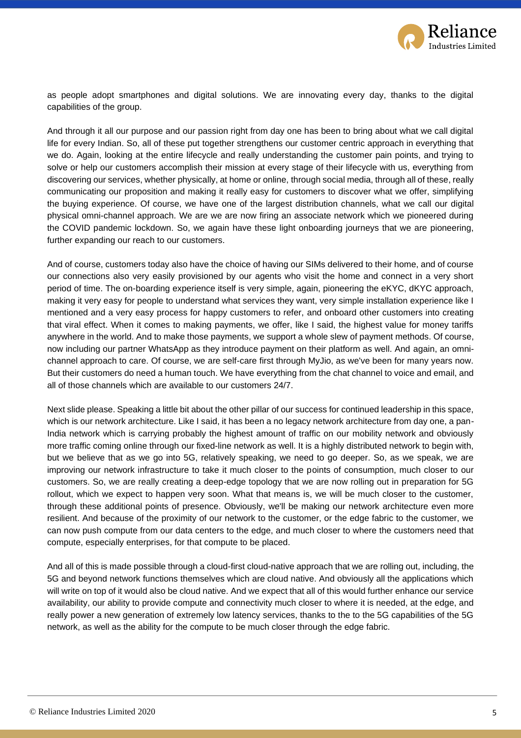as people adopt smartphones and digital solutions. We are innovating every day, thanks to the digital capabilities of the group.

And through it all our purpose and our passion right from day one has been to bring about what we call digital life for every Indian. So, all of these put together strengthens our customer centric approach in everything that we do. Again, looking at the entire lifecycle and really understanding the customer pain points, and trying to solve or help our customers accomplish their mission at every stage of their lifecycle with us, everything from discovering our services, whether physically, at home or online, through social media, through all of these, really communicating our proposition and making it really easy for customers to discover what we offer, simplifying the buying experience. Of course, we have one of the largest distribution channels, what we call our digital physical omni-channel approach. We are we are now firing an associate network which we pioneered during the COVID pandemic lockdown. So, we again have these light onboarding journeys that we are pioneering, further expanding our reach to our customers.

And of course, customers today also have the choice of having our SIMs delivered to their home, and of course our connections also very easily provisioned by our agents who visit the home and connect in a very short period of time. The on-boarding experience itself is very simple, again, pioneering the eKYC, dKYC approach, making it very easy for people to understand what services they want, very simple installation experience like I mentioned and a very easy process for happy customers to refer, and onboard other customers into creating that viral effect. When it comes to making payments, we offer, like I said, the highest value for money tariffs anywhere in the world. And to make those payments, we support a whole slew of payment methods. Of course, now including our partner WhatsApp as they introduce payment on their platform as well. And again, an omni-channel approach to care. Of course, we are self-care first through MyJio, as we've been for many years now. But their customers do need a human touch. We have everything from the chat channel to voice and email, and all of those channels which are available to our customers 24/7.

Next slide please. Speaking a little bit about the other pillar of our success for continued leadership in this space, which is our network architecture. Like I said, it has been a no legacy network architecture from day one, a pan-India network which is carrying probably the highest amount of traffic on our mobility network and obviously more traffic coming online through our fixed-line network as well. It is a highly distributed network to begin with, but we believe that as we go into 5G, relatively speaking, we need to go deeper. So, as we speak, we are improving our network infrastructure to take it much closer to the points of consumption, much closer to our customers. So, we are really creating a deep-edge topology that we are now rolling out in preparation for 5G rollout, which we expect to happen very soon. What that means is, we will be much closer to the customer, through these additional points of presence. Obviously, we'll be making our network architecture even more resilient. And because of the proximity of our network to the customer, or the edge fabric to the customer, we can now push compute from our data centers to the edge, and much closer to where the customers need that compute, especially enterprises, for that compute to be placed.

And all of this is made possible through a cloud-first cloud-native approach that we are rolling out, including, the 5G and beyond network functions themselves which are cloud native. And obviously all the applications which will write on top of it would also be cloud native. And we expect that all of this would further enhance our service availability, our ability to provide compute and connectivity much closer to where it is needed, at the edge, and really power a new generation of extremely low latency services, thanks to the to the 5G capabilities of the 5G network, as well as the ability for the compute to be much closer through the edge fabric.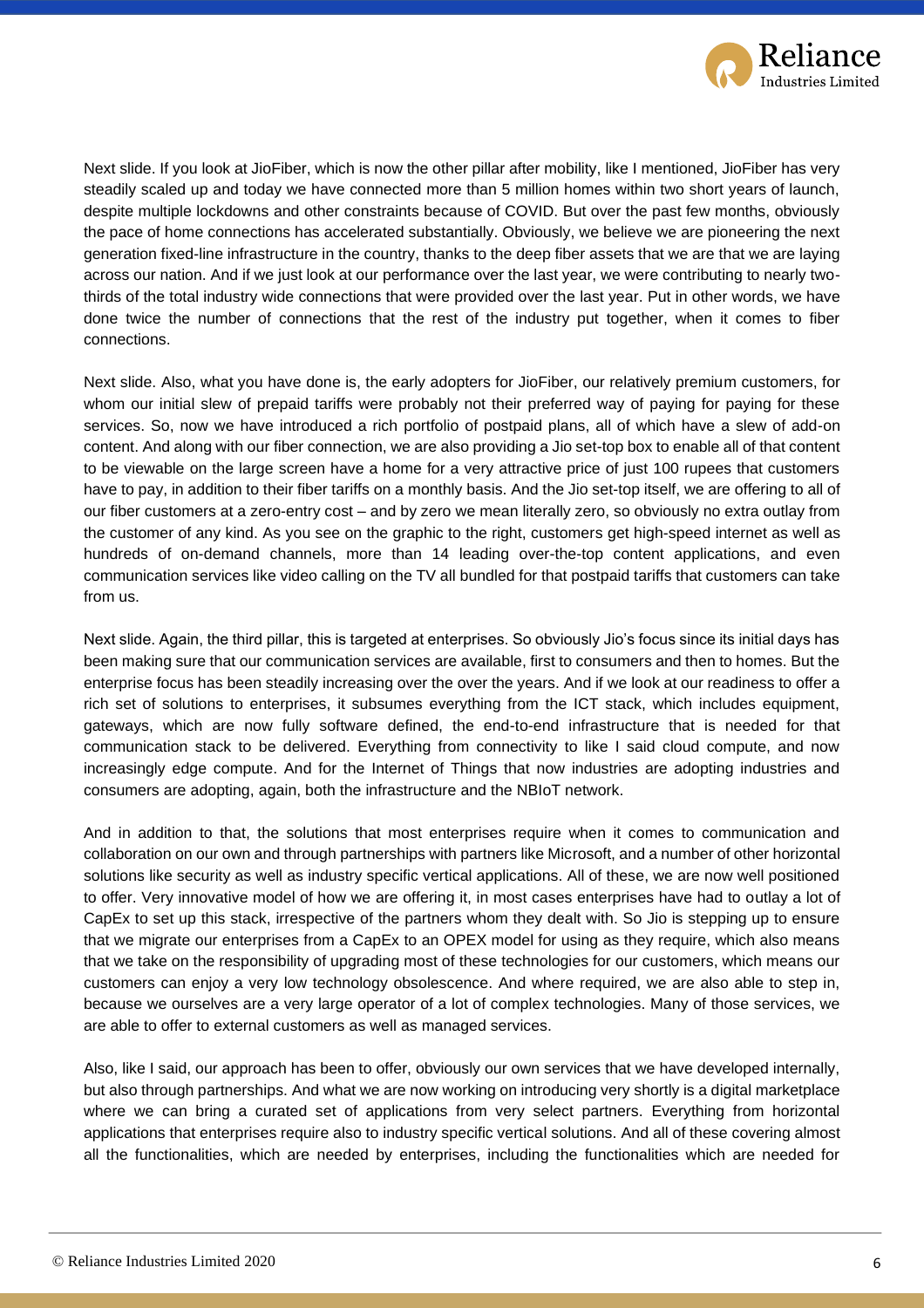Next slide. If you look at JioFiber, which is now the other pillar after mobility, like I mentioned, JioFiber has very steadily scaled up and today we have connected more than 5 million homes within two short years of launch, despite multiple lockdowns and other constraints because of COVID. But over the past few months, obviously the pace of home connections has accelerated substantially. Obviously, we believe we are pioneering the next generation fixed-line infrastructure in the country, thanks to the deep fiber assets that we are that we are laying across our nation. And if we just look at our performance over the last year, we were contributing to nearly two-thirds of the total industry wide connections that were provided over the last year. Put in other words, we have done twice the number of connections that the rest of the industry put together, when it comes to fiber connections.

Next slide. Also, what you have done is, the early adopters for JioFiber, our relatively premium customers, for whom our initial slew of prepaid tariffs were probably not their preferred way of paying for paying for these services. So, now we have introduced a rich portfolio of postpaid plans, all of which have a slew of add-on content. And along with our fiber connection, we are also providing a Jio set-top box to enable all of that content to be viewable on the large screen have a home for a very attractive price of just 100 rupees that customers have to pay, in addition to their fiber tariffs on a monthly basis. And the Jio set-top itself, we are offering to all of our fiber customers at a zero-entry cost – and by zero we mean literally zero, so obviously no extra outlay from the customer of any kind. As you see on the graphic to the right, customers get high-speed internet as well as hundreds of on-demand channels, more than 14 leading over-the-top content applications, and even communication services like video calling on the TV all bundled for that postpaid tariffs that customers can take from us.

Next slide. Again, the third pillar, this is targeted at enterprises. So obviously Jio's focus since its initial days has been making sure that our communication services are available, first to consumers and then to homes. But the enterprise focus has been steadily increasing over the over the years. And if we look at our readiness to offer a rich set of solutions to enterprises, it subsumes everything from the ICT stack, which includes equipment, gateways, which are now fully software defined, the end-to-end infrastructure that is needed for that communication stack to be delivered. Everything from connectivity to like I said cloud compute, and now increasingly edge compute. And for the Internet of Things that now industries are adopting industries and consumers are adopting, again, both the infrastructure and the NBIoT network.

And in addition to that, the solutions that most enterprises require when it comes to communication and collaboration on our own and through partnerships with partners like Microsoft, and a number of other horizontal solutions like security as well as industry specific vertical applications. All of these, we are now well positioned to offer. Very innovative model of how we are offering it, in most cases enterprises have had to outlay a lot of CapEx to set up this stack, irrespective of the partners whom they dealt with. So Jio is stepping up to ensure that we migrate our enterprises from a CapEx to an OPEX model for using as they require, which also means that we take on the responsibility of upgrading most of these technologies for our customers, which means our customers can enjoy a very low technology obsolescence. And where required, we are also able to step in, because we ourselves are a very large operator of a lot of complex technologies. Many of those services, we are able to offer to external customers as well as managed services.

Also, like I said, our approach has been to offer, obviously our own services that we have developed internally, but also through partnerships. And what we are now working on introducing very shortly is a digital marketplace where we can bring a curated set of applications from very select partners. Everything from horizontal applications that enterprises require also to industry specific vertical solutions. And all of these covering almost all the functionalities, which are needed by enterprises, including the functionalities which are needed for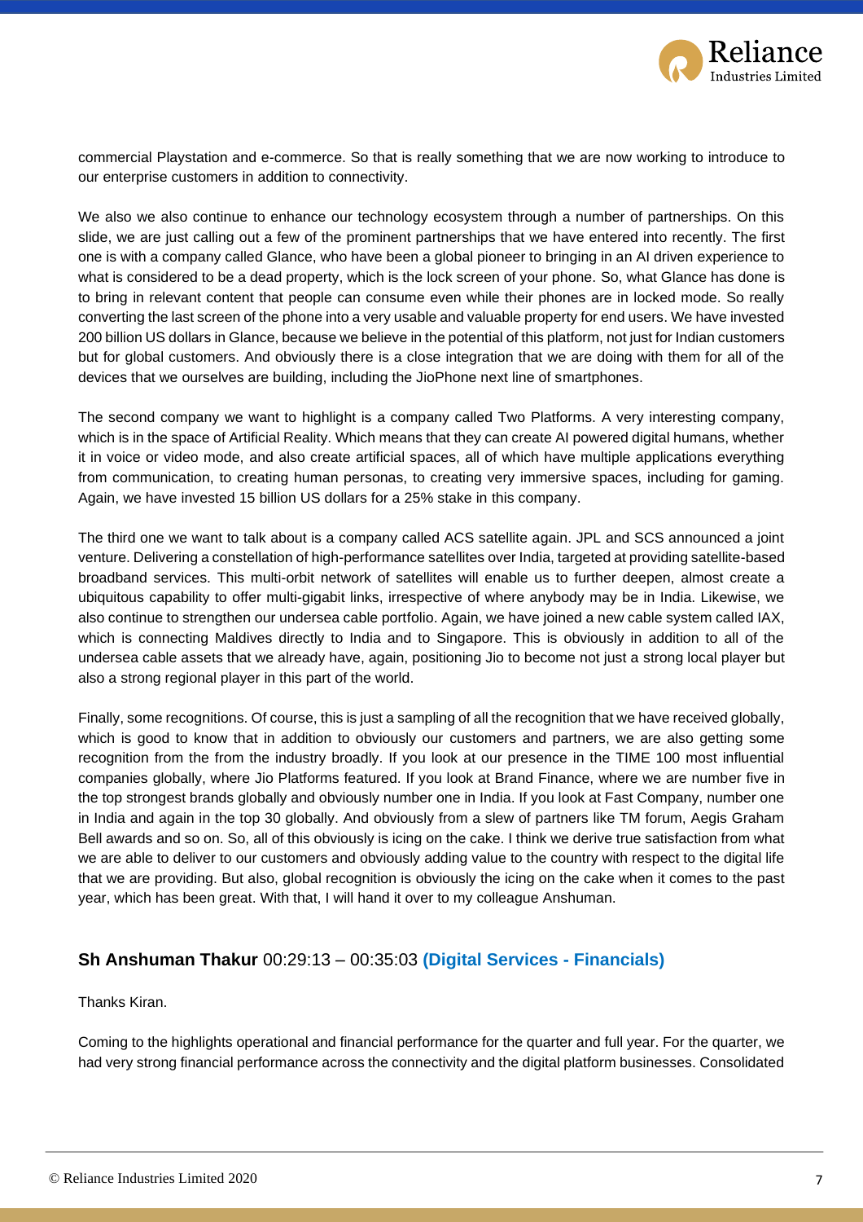commercial Playstation and e-commerce. So that is really something that we are now working to introduce to our enterprise customers in addition to connectivity.

We also we also continue to enhance our technology ecosystem through a number of partnerships. On this slide, we are just calling out a few of the prominent partnerships that we have entered into recently. The first one is with a company called Glance, who have been a global pioneer to bringing in an AI driven experience to what is considered to be a dead property, which is the lock screen of your phone. So, what Glance has done is to bring in relevant content that people can consume even while their phones are in locked mode. So really converting the last screen of the phone into a very usable and valuable property for end users. We have invested 200 billion US dollars in Glance, because we believe in the potential of this platform, not just for Indian customers but for global customers. And obviously there is a close integration that we are doing with them for all of the devices that we ourselves are building, including the JioPhone next line of smartphones.

The second company we want to highlight is a company called Two Platforms. A very interesting company, which is in the space of Artificial Reality. Which means that they can create AI powered digital humans, whether it in voice or video mode, and also create artificial spaces, all of which have multiple applications everything from communication, to creating human personas, to creating very immersive spaces, including for gaming. Again, we have invested 15 billion US dollars for a 25% stake in this company.

The third one we want to talk about is a company called ACS satellite again. JPL and SCS announced a joint venture. Delivering a constellation of high-performance satellites over India, targeted at providing satellite-based broadband services. This multi-orbit network of satellites will enable us to further deepen, almost create a ubiquitous capability to offer multi-gigabit links, irrespective of where anybody may be in India. Likewise, we also continue to strengthen our undersea cable portfolio. Again, we have joined a new cable system called IAX, which is connecting Maldives directly to India and to Singapore. This is obviously in addition to all of the undersea cable assets that we already have, again, positioning Jio to become not just a strong local player but also a strong regional player in this part of the world.

Finally, some recognitions. Of course, this is just a sampling of all the recognition that we have received globally, which is good to know that in addition to obviously our customers and partners, we are also getting some recognition from the from the industry broadly. If you look at our presence in the TIME 100 most influential companies globally, where Jio Platforms featured. If you look at Brand Finance, where we are number five in the top strongest brands globally and obviously number one in India. If you look at Fast Company, number one in India and again in the top 30 globally. And obviously from a slew of partners like TM forum, Aegis Graham Bell awards and so on. So, all of this obviously is icing on the cake. I think we derive true satisfaction from what we are able to deliver to our customers and obviously adding value to the country with respect to the digital life that we are providing. But also, global recognition is obviously the icing on the cake when it comes to the past year, which has been great. With that, I will hand it over to my colleague Anshuman.

### **Sh Anshuman Thakur** 00:29:13 – 00:35:03 **(Digital Services - Financials)**

Thanks Kiran.

Coming to the highlights operational and financial performance for the quarter and full year. For the quarter, we had very strong financial performance across the connectivity and the digital platform businesses. Consolidated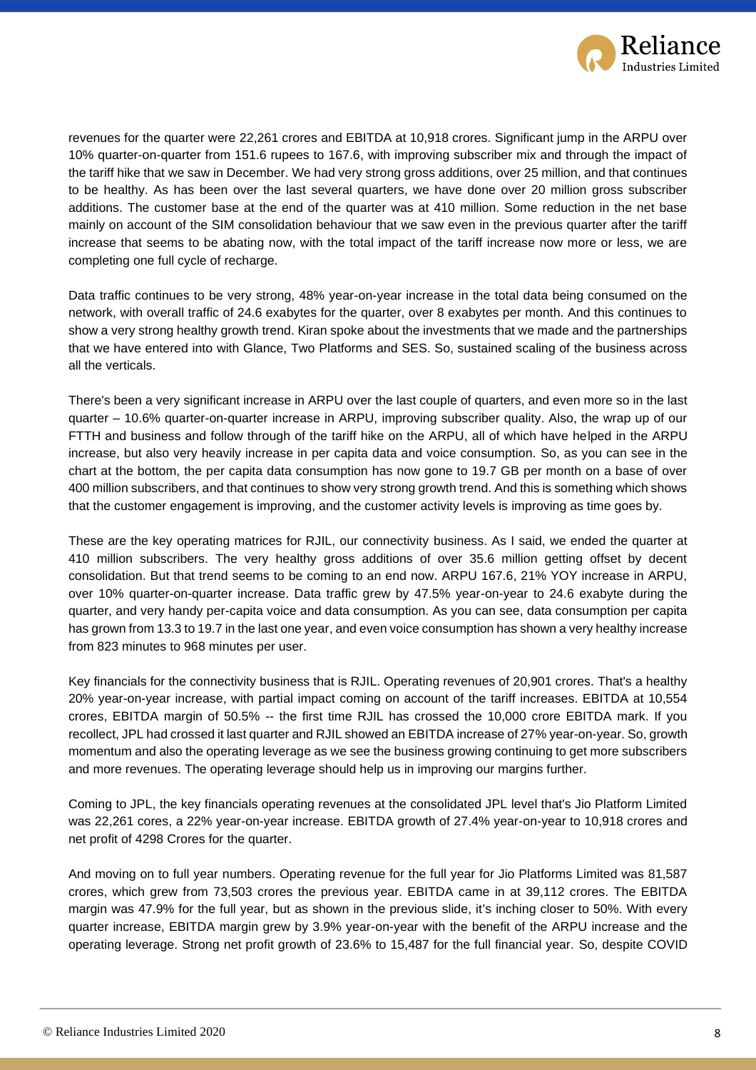revenues for the quarter were 22,261 crores and EBITDA at 10,918 crores. Significant jump in the ARPU over 10% quarter-on-quarter from 151.6 rupees to 167.6, with improving subscriber mix and through the impact of the tariff hike that we saw in December. We had very strong gross additions, over 25 million, and that continues to be healthy. As has been over the last several quarters, we have done over 20 million gross subscriber additions. The customer base at the end of the quarter was at 410 million. Some reduction in the net base mainly on account of the SIM consolidation behaviour that we saw even in the previous quarter after the tariff increase that seems to be abating now, with the total impact of the tariff increase now more or less, we are completing one full cycle of recharge.

Data traffic continues to be very strong, 48% year-on-year increase in the total data being consumed on the network, with overall traffic of 24.6 exabytes for the quarter, over 8 exabytes per month. And this continues to show a very strong healthy growth trend. Kiran spoke about the investments that we made and the partnerships that we have entered into with Glance, Two Platforms and SES. So, sustained scaling of the business across all the verticals.

There's been a very significant increase in ARPU over the last couple of quarters, and even more so in the last quarter – 10.6% quarter-on-quarter increase in ARPU, improving subscriber quality. Also, the wrap up of our FTTH and business and follow through of the tariff hike on the ARPU, all of which have helped in the ARPU increase, but also very heavily increase in per capita data and voice consumption. So, as you can see in the chart at the bottom, the per capita data consumption has now gone to 19.7 GB per month on a base of over 400 million subscribers, and that continues to show very strong growth trend. And this is something which shows that the customer engagement is improving, and the customer activity levels is improving as time goes by.

These are the key operating matrices for RJIL, our connectivity business. As I said, we ended the quarter at 410 million subscribers. The very healthy gross additions of over 35.6 million getting offset by decent consolidation. But that trend seems to be coming to an end now. ARPU 167.6, 21% YOY increase in ARPU, over 10% quarter-on-quarter increase. Data traffic grew by 47.5% year-on-year to 24.6 exabyte during the quarter, and very handy per-capita voice and data consumption. As you can see, data consumption per capita has grown from 13.3 to 19.7 in the last one year, and even voice consumption has shown a very healthy increase from 823 minutes to 968 minutes per user.

Key financials for the connectivity business that is RJIL. Operating revenues of 20,901 crores. That's a healthy 20% year-on-year increase, with partial impact coming on account of the tariff increases. EBITDA at 10,554 crores, EBITDA margin of 50.5% -- the first time RJIL has crossed the 10,000 crore EBITDA mark. If you recollect, JPL had crossed it last quarter and RJIL showed an EBITDA increase of 27% year-on-year. So, growth momentum and also the operating leverage as we see the business growing continuing to get more subscribers and more revenues. The operating leverage should help us in improving our margins further.

Coming to JPL, the key financials operating revenues at the consolidated JPL level that's Jio Platform Limited was 22,261 cores, a 22% year-on-year increase. EBITDA growth of 27.4% year-on-year to 10,918 crores and net profit of 4298 Crores for the quarter.

And moving on to full year numbers. Operating revenue for the full year for Jio Platforms Limited was 81,587 crores, which grew from 73,503 crores the previous year. EBITDA came in at 39,112 crores. The EBITDA margin was 47.9% for the full year, but as shown in the previous slide, it's inching closer to 50%. With every quarter increase, EBITDA margin grew by 3.9% year-on-year with the benefit of the ARPU increase and the operating leverage. Strong net profit growth of 23.6% to 15,487 for the full financial year. So, despite COVID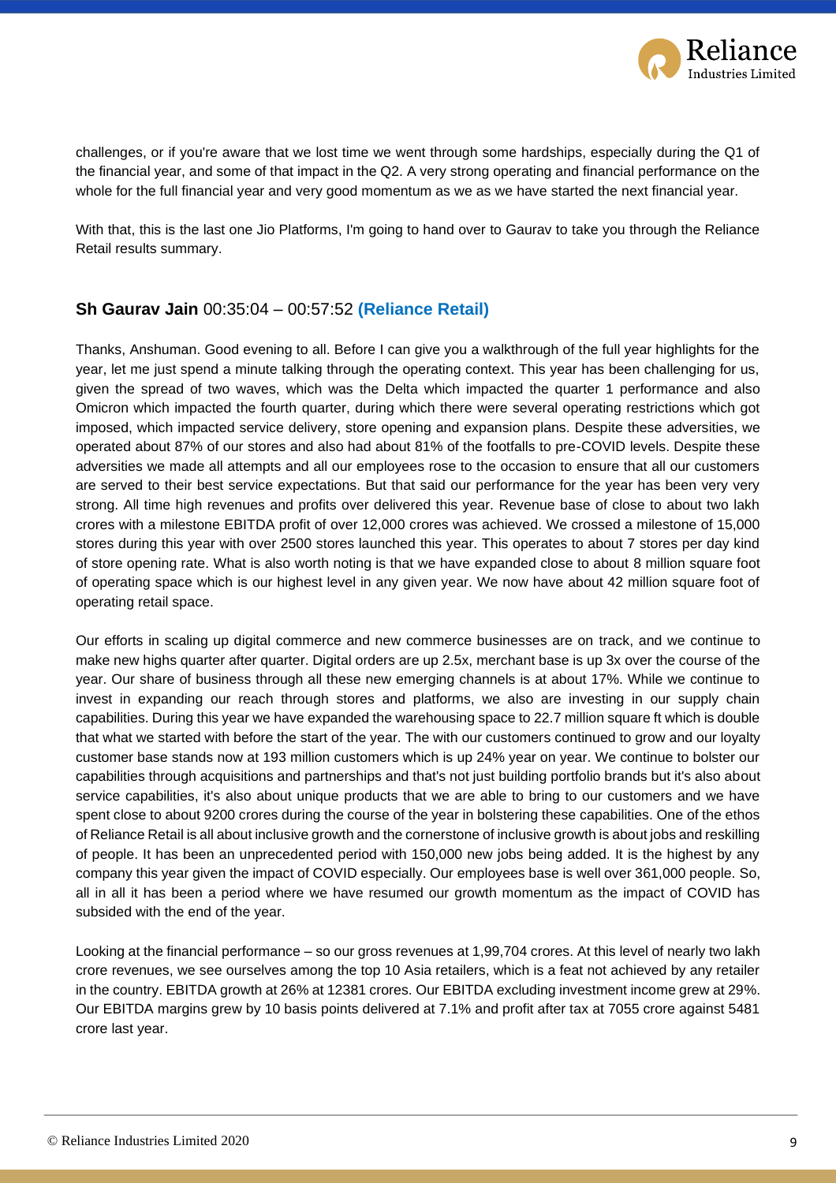challenges, or if you're aware that we lost time we went through some hardships, especially during the Q1 of the financial year, and some of that impact in the Q2. A very strong operating and financial performance on the whole for the full financial year and very good momentum as we as we have started the next financial year.

With that, this is the last one Jio Platforms, I'm going to hand over to Gaurav to take you through the Reliance Retail results summary.

### **Sh Gaurav Jain** 00:35:04 – 00:57:52 **(Reliance Retail)**

Thanks, Anshuman. Good evening to all. Before I can give you a walkthrough of the full year highlights for the year, let me just spend a minute talking through the operating context. This year has been challenging for us, given the spread of two waves, which was the Delta which impacted the quarter 1 performance and also Omicron which impacted the fourth quarter, during which there were several operating restrictions which got imposed, which impacted service delivery, store opening and expansion plans. Despite these adversities, we operated about 87% of our stores and also had about 81% of the footfalls to pre-COVID levels. Despite these adversities we made all attempts and all our employees rose to the occasion to ensure that all our customers are served to their best service expectations. But that said our performance for the year has been very very strong. All time high revenues and profits over delivered this year. Revenue base of close to about two lakh crores with a milestone EBITDA profit of over 12,000 crores was achieved. We crossed a milestone of 15,000 stores during this year with over 2500 stores launched this year. This operates to about 7 stores per day kind of store opening rate. What is also worth noting is that we have expanded close to about 8 million square foot of operating space which is our highest level in any given year. We now have about 42 million square foot of operating retail space.

Our efforts in scaling up digital commerce and new commerce businesses are on track, and we continue to make new highs quarter after quarter. Digital orders are up 2.5x, merchant base is up 3x over the course of the year. Our share of business through all these new emerging channels is at about 17%. While we continue to invest in expanding our reach through stores and platforms, we also are investing in our supply chain capabilities. During this year we have expanded the warehousing space to 22.7 million square ft which is double that what we started with before the start of the year. The with our customers continued to grow and our loyalty customer base stands now at 193 million customers which is up 24% year on year. We continue to bolster our capabilities through acquisitions and partnerships and that's not just building portfolio brands but it's also about service capabilities, it's also about unique products that we are able to bring to our customers and we have spent close to about 9200 crores during the course of the year in bolstering these capabilities. One of the ethos of Reliance Retail is all about inclusive growth and the cornerstone of inclusive growth is about jobs and reskilling of people. It has been an unprecedented period with 150,000 new jobs being added. It is the highest by any company this year given the impact of COVID especially. Our employees base is well over 361,000 people. So, all in all it has been a period where we have resumed our growth momentum as the impact of COVID has subsided with the end of the year.

Looking at the financial performance – so our gross revenues at 1,99,704 crores. At this level of nearly two lakh crore revenues, we see ourselves among the top 10 Asia retailers, which is a feat not achieved by any retailer in the country. EBITDA growth at 26% at 12381 crores. Our EBITDA excluding investment income grew at 29%. Our EBITDA margins grew by 10 basis points delivered at 7.1% and profit after tax at 7055 crore against 5481 crore last year.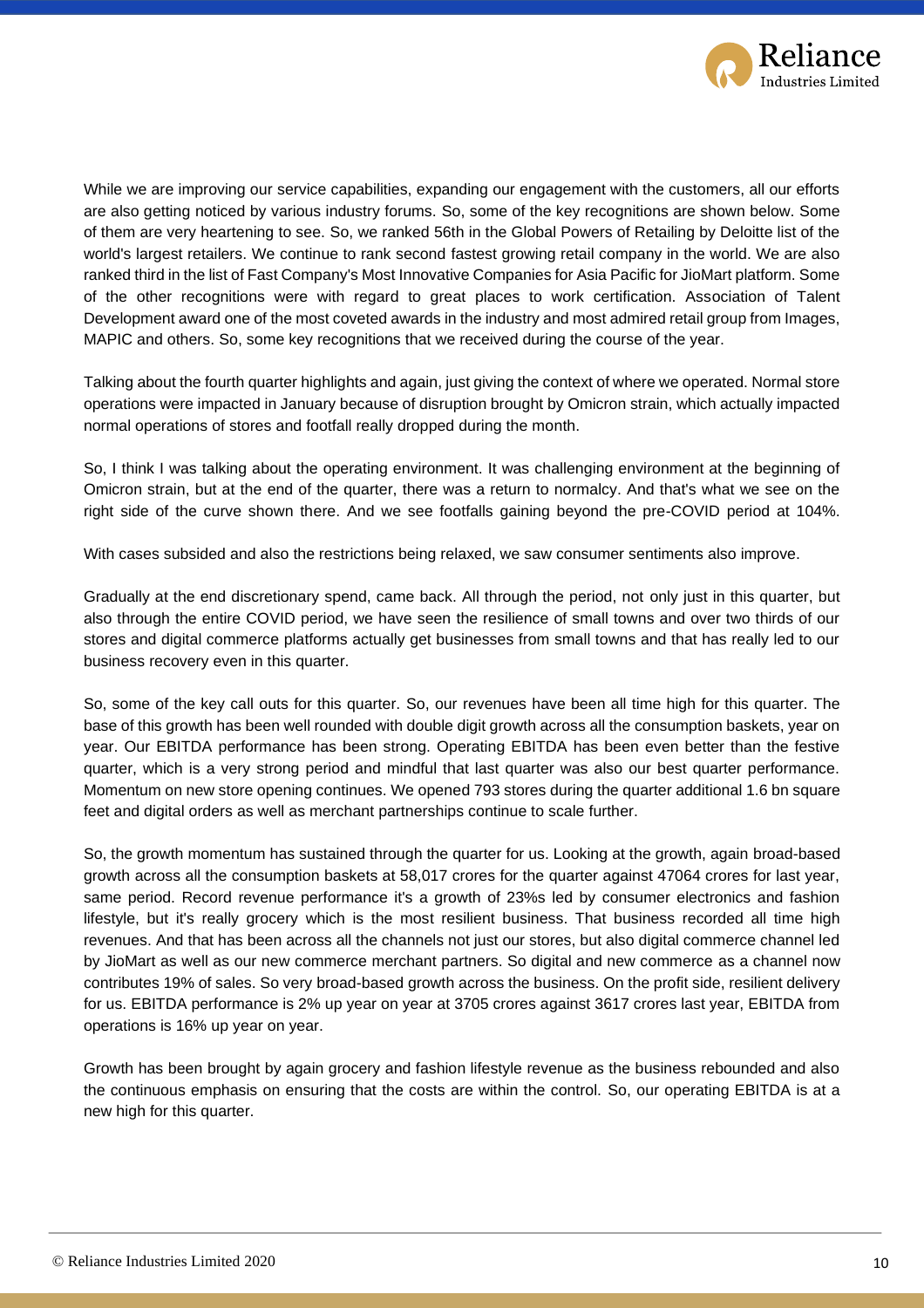While we are improving our service capabilities, expanding our engagement with the customers, all our efforts are also getting noticed by various industry forums. So, some of the key recognitions are shown below. Some of them are very heartening to see. So, we ranked 56th in the Global Powers of Retailing by Deloitte list of the world's largest retailers. We continue to rank second fastest growing retail company in the world. We are also ranked third in the list of Fast Company's Most Innovative Companies for Asia Pacific for JioMart platform. Some of the other recognitions were with regard to great places to work certification. Association of Talent Development award one of the most coveted awards in the industry and most admired retail group from Images, MAPIC and others. So, some key recognitions that we received during the course of the year.

Talking about the fourth quarter highlights and again, just giving the context of where we operated. Normal store operations were impacted in January because of disruption brought by Omicron strain, which actually impacted normal operations of stores and footfall really dropped during the month.

So, I think I was talking about the operating environment. It was challenging environment at the beginning of Omicron strain, but at the end of the quarter, there was a return to normalcy. And that's what we see on the right side of the curve shown there. And we see footfalls gaining beyond the pre-COVID period at 104%.

With cases subsided and also the restrictions being relaxed, we saw consumer sentiments also improve.

Gradually at the end discretionary spend, came back. All through the period, not only just in this quarter, but also through the entire COVID period, we have seen the resilience of small towns and over two thirds of our stores and digital commerce platforms actually get businesses from small towns and that has really led to our business recovery even in this quarter.

So, some of the key call outs for this quarter. So, our revenues have been all time high for this quarter. The base of this growth has been well rounded with double digit growth across all the consumption baskets, year on year. Our EBITDA performance has been strong. Operating EBITDA has been even better than the festive quarter, which is a very strong period and mindful that last quarter was also our best quarter performance. Momentum on new store opening continues. We opened 793 stores during the quarter additional 1.6 bn square feet and digital orders as well as merchant partnerships continue to scale further.

So, the growth momentum has sustained through the quarter for us. Looking at the growth, again broad-based growth across all the consumption baskets at 58,017 crores for the quarter against 47064 crores for last year, same period. Record revenue performance it's a growth of 23%s led by consumer electronics and fashion lifestyle, but it's really grocery which is the most resilient business. That business recorded all time high revenues. And that has been across all the channels not just our stores, but also digital commerce channel led by JioMart as well as our new commerce merchant partners. So digital and new commerce as a channel now contributes 19% of sales. So very broad-based growth across the business. On the profit side, resilient delivery for us. EBITDA performance is 2% up year on year at 3705 crores against 3617 crores last year, EBITDA from operations is 16% up year on year.

Growth has been brought by again grocery and fashion lifestyle revenue as the business rebounded and also the continuous emphasis on ensuring that the costs are within the control. So, our operating EBITDA is at a new high for this quarter.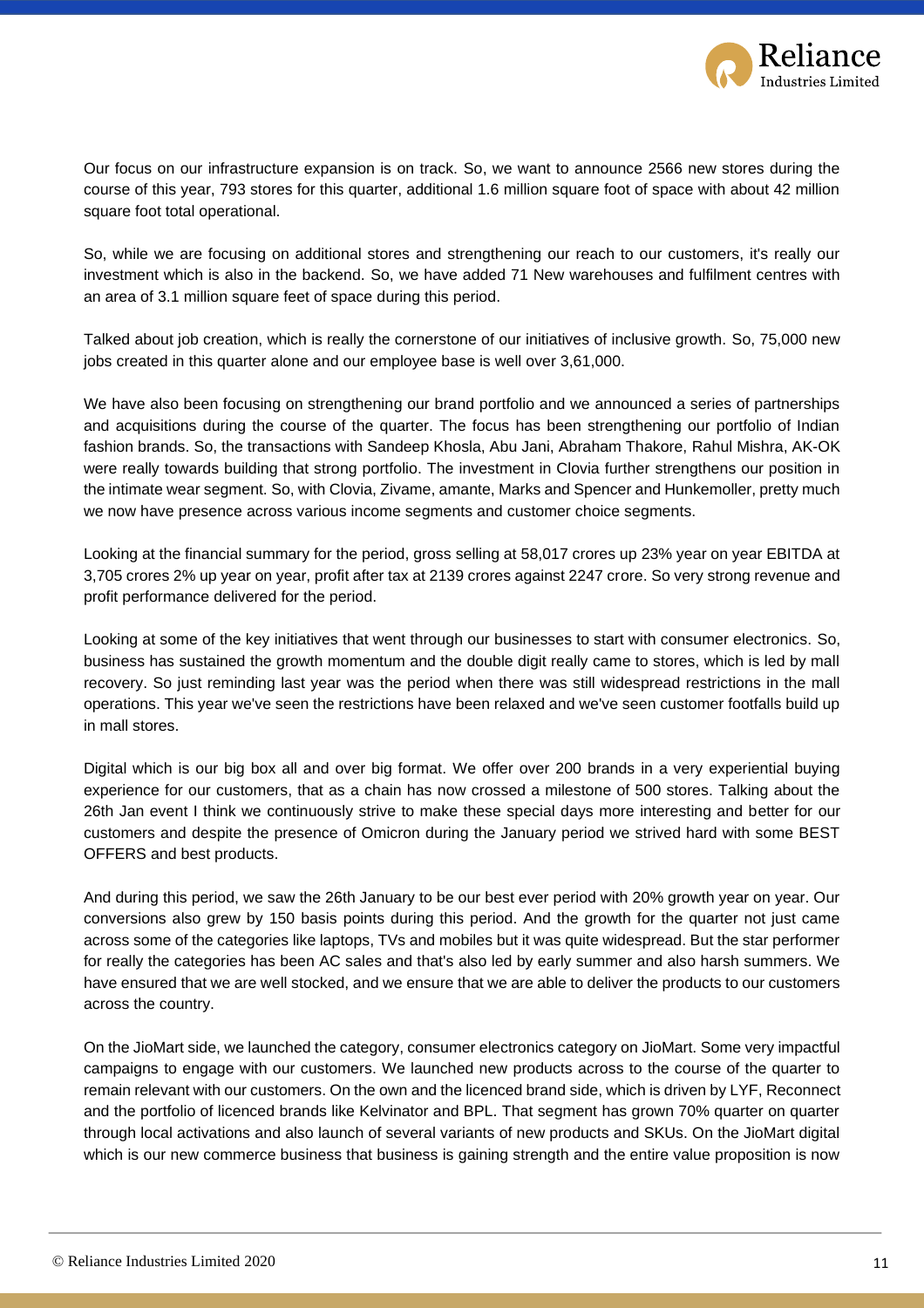Our focus on our infrastructure expansion is on track. So, we want to announce 2566 new stores during the course of this year, 793 stores for this quarter, additional 1.6 million square foot of space with about 42 million square foot total operational.

So, while we are focusing on additional stores and strengthening our reach to our customers, it's really our investment which is also in the backend. So, we have added 71 New warehouses and fulfilment centres with an area of 3.1 million square feet of space during this period.

Talked about job creation, which is really the cornerstone of our initiatives of inclusive growth. So, 75,000 new jobs created in this quarter alone and our employee base is well over 3,61,000.

We have also been focusing on strengthening our brand portfolio and we announced a series of partnerships and acquisitions during the course of the quarter. The focus has been strengthening our portfolio of Indian fashion brands. So, the transactions with Sandeep Khosla, Abu Jani, Abraham Thakore, Rahul Mishra, AK-OK were really towards building that strong portfolio. The investment in Clovia further strengthens our position in the intimate wear segment. So, with Clovia, Zivame, amante, Marks and Spencer and Hunkemoller, pretty much we now have presence across various income segments and customer choice segments.

Looking at the financial summary for the period, gross selling at 58,017 crores up 23% year on year EBITDA at 3,705 crores 2% up year on year, profit after tax at 2139 crores against 2247 crore. So very strong revenue and profit performance delivered for the period.

Looking at some of the key initiatives that went through our businesses to start with consumer electronics. So, business has sustained the growth momentum and the double digit really came to stores, which is led by mall recovery. So just reminding last year was the period when there was still widespread restrictions in the mall operations. This year we've seen the restrictions have been relaxed and we've seen customer footfalls build up in mall stores.

Digital which is our big box all and over big format. We offer over 200 brands in a very experiential buying experience for our customers, that as a chain has now crossed a milestone of 500 stores. Talking about the 26th Jan event I think we continuously strive to make these special days more interesting and better for our customers and despite the presence of Omicron during the January period we strived hard with some BEST OFFERS and best products.

And during this period, we saw the 26th January to be our best ever period with 20% growth year on year. Our conversions also grew by 150 basis points during this period. And the growth for the quarter not just came across some of the categories like laptops, TVs and mobiles but it was quite widespread. But the star performer for really the categories has been AC sales and that's also led by early summer and also harsh summers. We have ensured that we are well stocked, and we ensure that we are able to deliver the products to our customers across the country.

On the JioMart side, we launched the category, consumer electronics category on JioMart. Some very impactful campaigns to engage with our customers. We launched new products across to the course of the quarter to remain relevant with our customers. On the own and the licenced brand side, which is driven by LYF, Reconnect and the portfolio of licenced brands like Kelvinator and BPL. That segment has grown 70% quarter on quarter through local activations and also launch of several variants of new products and SKUs. On the JioMart digital which is our new commerce business that business is gaining strength and the entire value proposition is now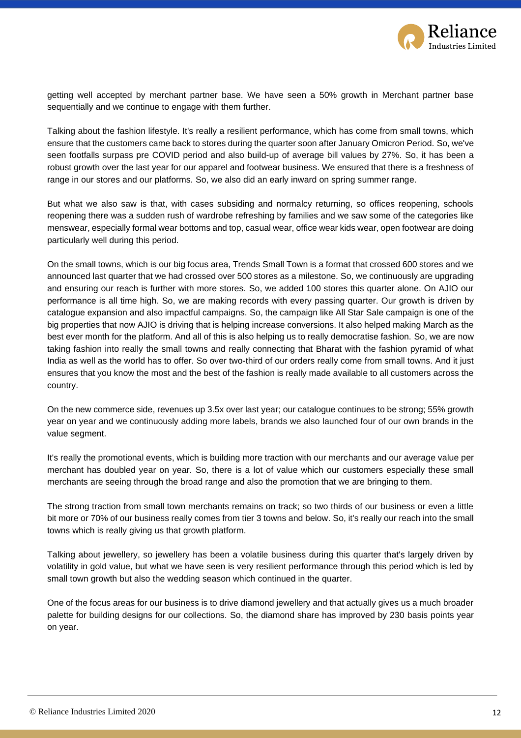getting well accepted by merchant partner base. We have seen a 50% growth in Merchant partner base sequentially and we continue to engage with them further.

Talking about the fashion lifestyle. It's really a resilient performance, which has come from small towns, which ensure that the customers came back to stores during the quarter soon after January Omicron Period. So, we've seen footfalls surpass pre COVID period and also build-up of average bill values by 27%. So, it has been a robust growth over the last year for our apparel and footwear business. We ensured that there is a freshness of range in our stores and our platforms. So, we also did an early inward on spring summer range.

But what we also saw is that, with cases subsiding and normalcy returning, so offices reopening, schools reopening there was a sudden rush of wardrobe refreshing by families and we saw some of the categories like menswear, especially formal wear bottoms and top, casual wear, office wear kids wear, open footwear are doing particularly well during this period.

On the small towns, which is our big focus area, Trends Small Town is a format that crossed 600 stores and we announced last quarter that we had crossed over 500 stores as a milestone. So, we continuously are upgrading and ensuring our reach is further with more stores. So, we added 100 stores this quarter alone. On AJIO our performance is all time high. So, we are making records with every passing quarter. Our growth is driven by catalogue expansion and also impactful campaigns. So, the campaign like All Star Sale campaign is one of the big properties that now AJIO is driving that is helping increase conversions. It also helped making March as the best ever month for the platform. And all of this is also helping us to really democratise fashion. So, we are now taking fashion into really the small towns and really connecting that Bharat with the fashion pyramid of what India as well as the world has to offer. So over two-third of our orders really come from small towns. And it just ensures that you know the most and the best of the fashion is really made available to all customers across the country.

On the new commerce side, revenues up 3.5x over last year; our catalogue continues to be strong; 55% growth year on year and we continuously adding more labels, brands we also launched four of our own brands in the value segment.

It's really the promotional events, which is building more traction with our merchants and our average value per merchant has doubled year on year. So, there is a lot of value which our customers especially these small merchants are seeing through the broad range and also the promotion that we are bringing to them.

The strong traction from small town merchants remains on track; so two thirds of our business or even a little bit more or 70% of our business really comes from tier 3 towns and below. So, it's really our reach into the small towns which is really giving us that growth platform.

Talking about jewellery, so jewellery has been a volatile business during this quarter that's largely driven by volatility in gold value, but what we have seen is very resilient performance through this period which is led by small town growth but also the wedding season which continued in the quarter.

One of the focus areas for our business is to drive diamond jewellery and that actually gives us a much broader palette for building designs for our collections. So, the diamond share has improved by 230 basis points year on year.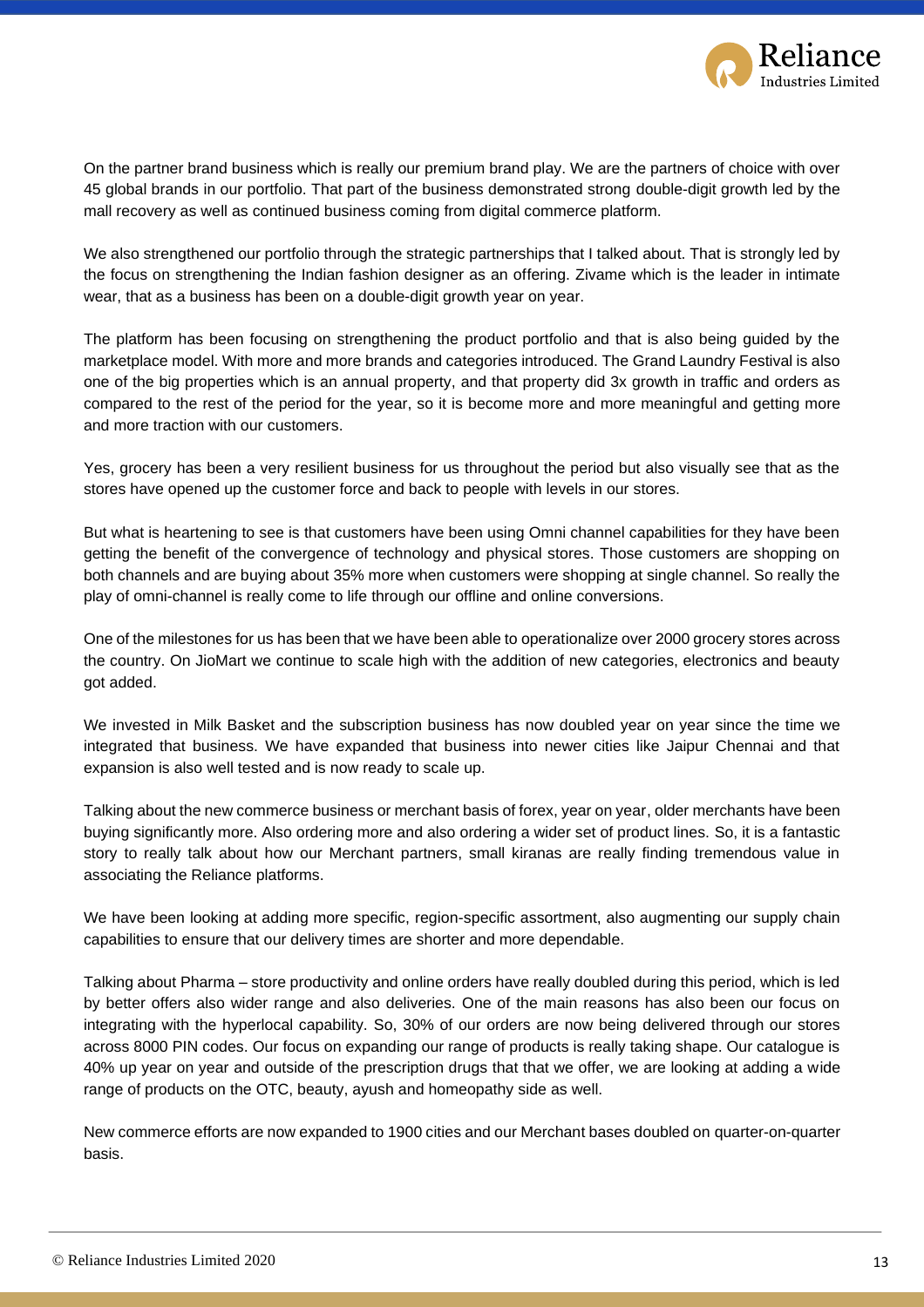On the partner brand business which is really our premium brand play. We are the partners of choice with over 45 global brands in our portfolio. That part of the business demonstrated strong double-digit growth led by the mall recovery as well as continued business coming from digital commerce platform.

We also strengthened our portfolio through the strategic partnerships that I talked about. That is strongly led by the focus on strengthening the Indian fashion designer as an offering. Zivame which is the leader in intimate wear, that as a business has been on a double-digit growth year on year.

The platform has been focusing on strengthening the product portfolio and that is also being guided by the marketplace model. With more and more brands and categories introduced. The Grand Laundry Festival is also one of the big properties which is an annual property, and that property did 3x growth in traffic and orders as compared to the rest of the period for the year, so it is become more and more meaningful and getting more and more traction with our customers.

Yes, grocery has been a very resilient business for us throughout the period but also visually see that as the stores have opened up the customer force and back to people with levels in our stores.

But what is heartening to see is that customers have been using Omni channel capabilities for they have been getting the benefit of the convergence of technology and physical stores. Those customers are shopping on both channels and are buying about 35% more when customers were shopping at single channel. So really the play of omni-channel is really come to life through our offline and online conversions.

One of the milestones for us has been that we have been able to operationalize over 2000 grocery stores across the country. On JioMart we continue to scale high with the addition of new categories, electronics and beauty got added.

We invested in Milk Basket and the subscription business has now doubled year on year since the time we integrated that business. We have expanded that business into newer cities like Jaipur Chennai and that expansion is also well tested and is now ready to scale up.

Talking about the new commerce business or merchant basis of forex, year on year, older merchants have been buying significantly more. Also ordering more and also ordering a wider set of product lines. So, it is a fantastic story to really talk about how our Merchant partners, small kiranas are really finding tremendous value in associating the Reliance platforms.

We have been looking at adding more specific, region-specific assortment, also augmenting our supply chain capabilities to ensure that our delivery times are shorter and more dependable.

Talking about Pharma – store productivity and online orders have really doubled during this period, which is led by better offers also wider range and also deliveries. One of the main reasons has also been our focus on integrating with the hyperlocal capability. So, 30% of our orders are now being delivered through our stores across 8000 PIN codes. Our focus on expanding our range of products is really taking shape. Our catalogue is 40% up year on year and outside of the prescription drugs that that we offer, we are looking at adding a wide range of products on the OTC, beauty, ayush and homeopathy side as well.

New commerce efforts are now expanded to 1900 cities and our Merchant bases doubled on quarter-on-quarter basis.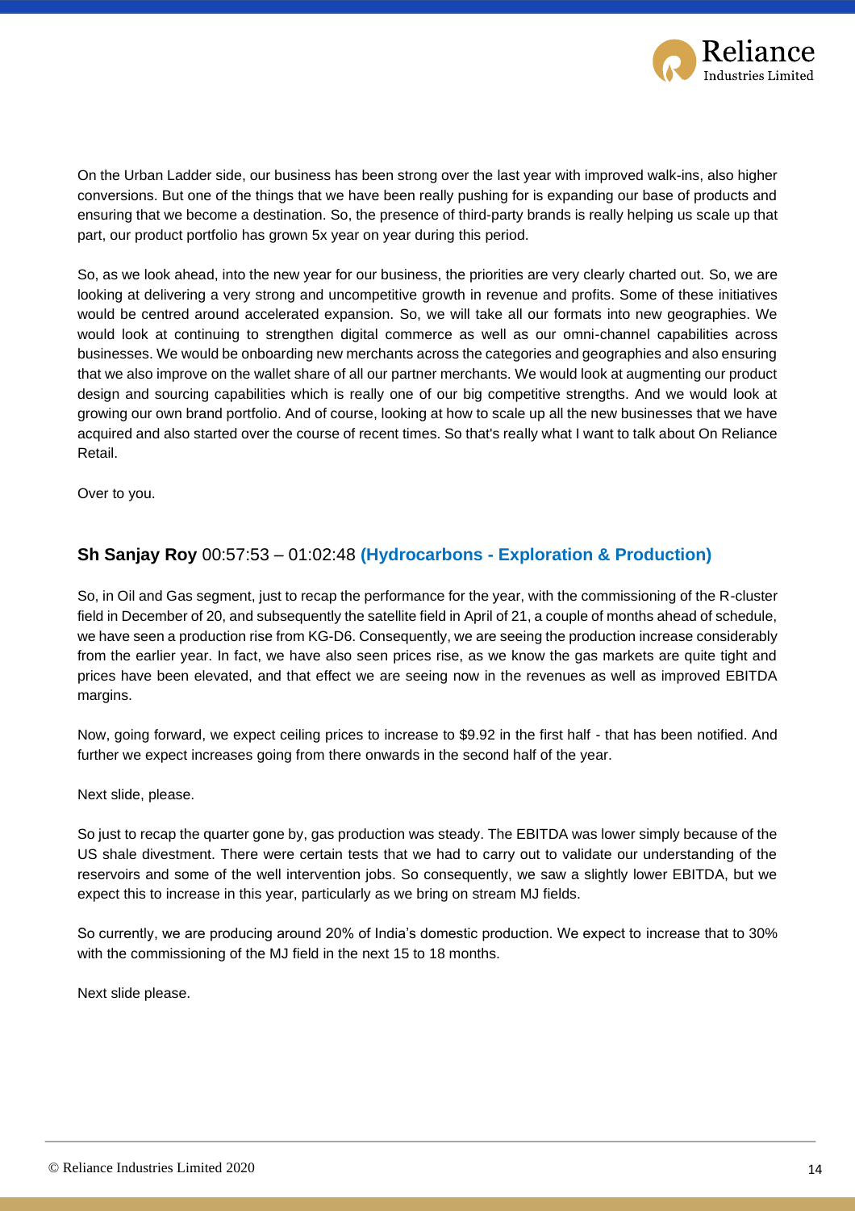On the Urban Ladder side, our business has been strong over the last year with improved walk-ins, also higher conversions. But one of the things that we have been really pushing for is expanding our base of products and ensuring that we become a destination. So, the presence of third-party brands is really helping us scale up that part, our product portfolio has grown 5x year on year during this period.

So, as we look ahead, into the new year for our business, the priorities are very clearly charted out. So, we are looking at delivering a very strong and uncompetitive growth in revenue and profits. Some of these initiatives would be centred around accelerated expansion. So, we will take all our formats into new geographies. We would look at continuing to strengthen digital commerce as well as our omni-channel capabilities across businesses. We would be onboarding new merchants across the categories and geographies and also ensuring that we also improve on the wallet share of all our partner merchants. We would look at augmenting our product design and sourcing capabilities which is really one of our big competitive strengths. And we would look at growing our own brand portfolio. And of course, looking at how to scale up all the new businesses that we have acquired and also started over the course of recent times. So that's really what I want to talk about On Reliance Retail.

Over to you.

### **Sh Sanjay Roy** 00:57:53 – 01:02:48 **(Hydrocarbons - Exploration & Production)**

So, in Oil and Gas segment, just to recap the performance for the year, with the commissioning of the R-cluster field in December of 20, and subsequently the satellite field in April of 21, a couple of months ahead of schedule, we have seen a production rise from KG-D6. Consequently, we are seeing the production increase considerably from the earlier year. In fact, we have also seen prices rise, as we know the gas markets are quite tight and prices have been elevated, and that effect we are seeing now in the revenues as well as improved EBITDA margins.

Now, going forward, we expect ceiling prices to increase to $9.92 in the first half - that has been notified. And further we expect increases going from there onwards in the second half of the year.

Next slide, please.

So just to recap the quarter gone by, gas production was steady. The EBITDA was lower simply because of the US shale divestment. There were certain tests that we had to carry out to validate our understanding of the reservoirs and some of the well intervention jobs. So consequently, we saw a slightly lower EBITDA, but we expect this to increase in this year, particularly as we bring on stream MJ fields.

So currently, we are producing around 20% of India's domestic production. We expect to increase that to 30% with the commissioning of the MJ field in the next 15 to 18 months.

Next slide please.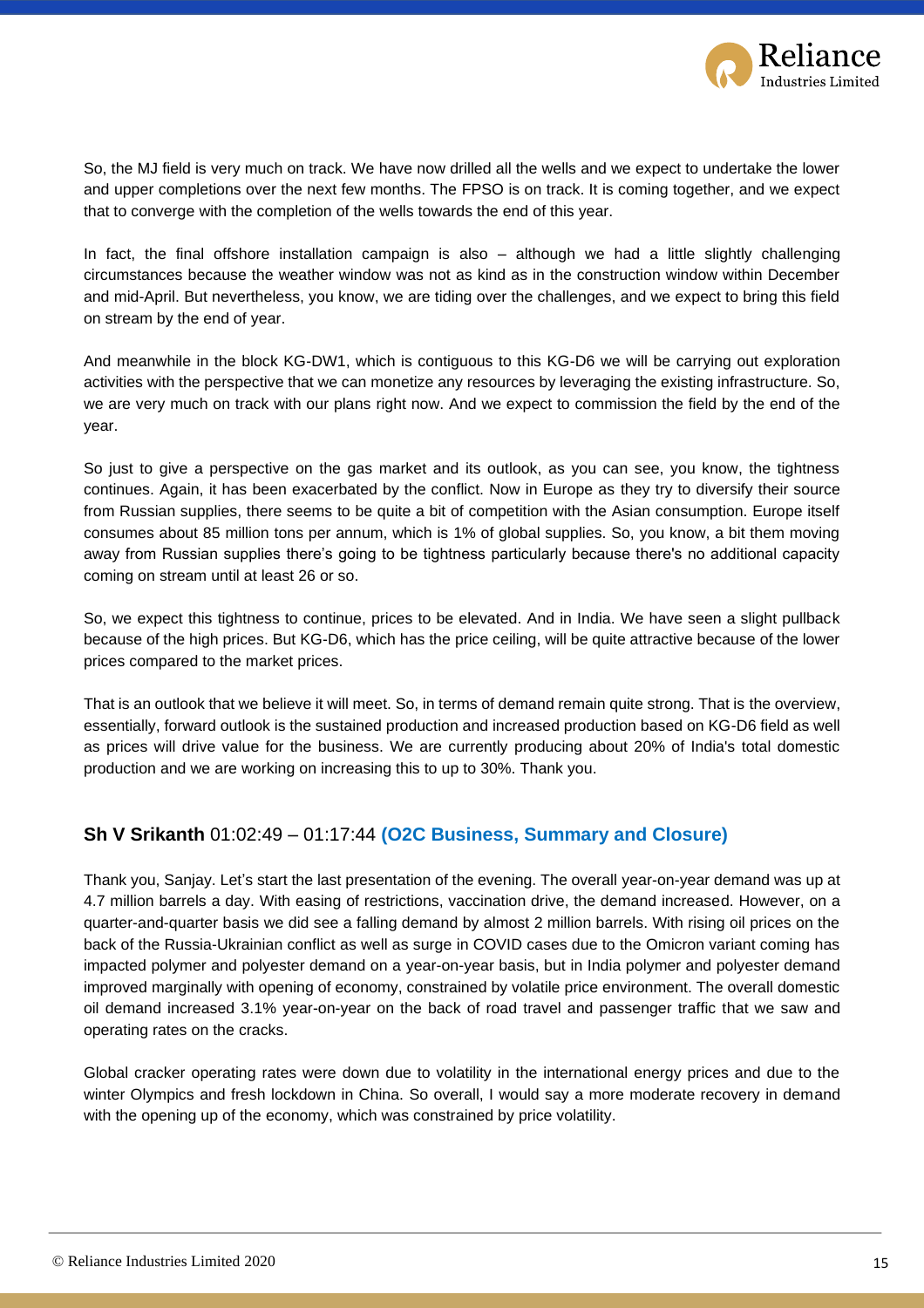So, the MJ field is very much on track. We have now drilled all the wells and we expect to undertake the lower and upper completions over the next few months. The FPSO is on track. It is coming together, and we expect that to converge with the completion of the wells towards the end of this year.

In fact, the final offshore installation campaign is also – although we had a little slightly challenging circumstances because the weather window was not as kind as in the construction window within December and mid-April. But nevertheless, you know, we are tiding over the challenges, and we expect to bring this field on stream by the end of year.

And meanwhile in the block KG-DW1, which is contiguous to this KG-D6 we will be carrying out exploration activities with the perspective that we can monetize any resources by leveraging the existing infrastructure. So, we are very much on track with our plans right now. And we expect to commission the field by the end of the year.

So just to give a perspective on the gas market and its outlook, as you can see, you know, the tightness continues. Again, it has been exacerbated by the conflict. Now in Europe as they try to diversify their source from Russian supplies, there seems to be quite a bit of competition with the Asian consumption. Europe itself consumes about 85 million tons per annum, which is 1% of global supplies. So, you know, a bit them moving away from Russian supplies there's going to be tightness particularly because there's no additional capacity coming on stream until at least 26 or so.

So, we expect this tightness to continue, prices to be elevated. And in India. We have seen a slight pullback because of the high prices. But KG-D6, which has the price ceiling, will be quite attractive because of the lower prices compared to the market prices.

That is an outlook that we believe it will meet. So, in terms of demand remain quite strong. That is the overview, essentially, forward outlook is the sustained production and increased production based on KG-D6 field as well as prices will drive value for the business. We are currently producing about 20% of India's total domestic production and we are working on increasing this to up to 30%. Thank you.

### **Sh V Srikanth** 01:02:49 – 01:17:44 **(O2C Business, Summary and Closure)**

Thank you, Sanjay. Let's start the last presentation of the evening. The overall year-on-year demand was up at 4.7 million barrels a day. With easing of restrictions, vaccination drive, the demand increased. However, on a quarter-and-quarter basis we did see a falling demand by almost 2 million barrels. With rising oil prices on the back of the Russia-Ukrainian conflict as well as surge in COVID cases due to the Omicron variant coming has impacted polymer and polyester demand on a year-on-year basis, but in India polymer and polyester demand improved marginally with opening of economy, constrained by volatile price environment. The overall domestic oil demand increased 3.1% year-on-year on the back of road travel and passenger traffic that we saw and operating rates on the cracks.

Global cracker operating rates were down due to volatility in the international energy prices and due to the winter Olympics and fresh lockdown in China. So overall, I would say a more moderate recovery in demand with the opening up of the economy, which was constrained by price volatility.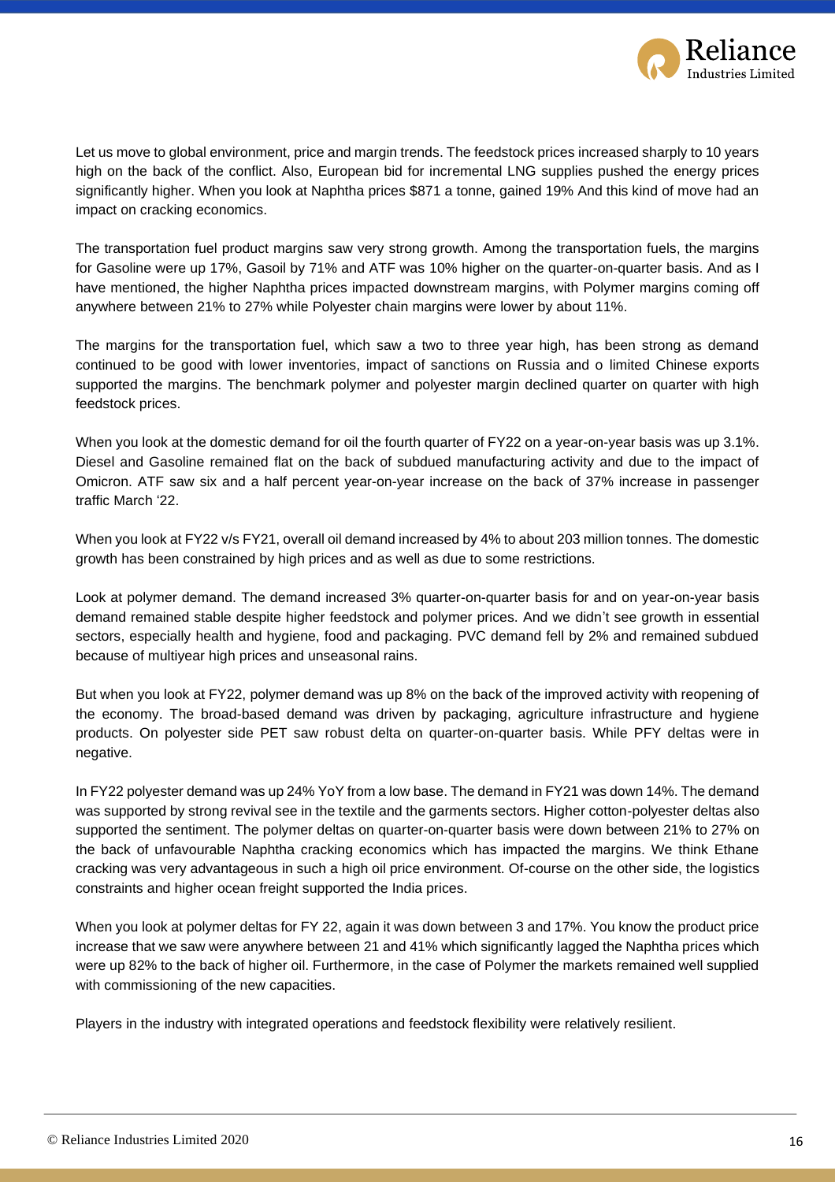Let us move to global environment, price and margin trends. The feedstock prices increased sharply to 10 years high on the back of the conflict. Also, European bid for incremental LNG supplies pushed the energy prices significantly higher. When you look at Naphtha prices $871 a tonne, gained 19% And this kind of move had an impact on cracking economics.

The transportation fuel product margins saw very strong growth. Among the transportation fuels, the margins for Gasoline were up 17%, Gasoil by 71% and ATF was 10% higher on the quarter-on-quarter basis. And as I have mentioned, the higher Naphtha prices impacted downstream margins, with Polymer margins coming off anywhere between 21% to 27% while Polyester chain margins were lower by about 11%.

The margins for the transportation fuel, which saw a two to three year high, has been strong as demand continued to be good with lower inventories, impact of sanctions on Russia and o limited Chinese exports supported the margins. The benchmark polymer and polyester margin declined quarter on quarter with high feedstock prices.

When you look at the domestic demand for oil the fourth quarter of FY22 on a year-on-year basis was up 3.1%. Diesel and Gasoline remained flat on the back of subdued manufacturing activity and due to the impact of Omicron. ATF saw six and a half percent year-on-year increase on the back of 37% increase in passenger traffic March '22.

When you look at FY22 v/s FY21, overall oil demand increased by 4% to about 203 million tonnes. The domestic growth has been constrained by high prices and as well as due to some restrictions.

Look at polymer demand. The demand increased 3% quarter-on-quarter basis for and on year-on-year basis demand remained stable despite higher feedstock and polymer prices. And we didn't see growth in essential sectors, especially health and hygiene, food and packaging. PVC demand fell by 2% and remained subdued because of multiyear high prices and unseasonal rains.

But when you look at FY22, polymer demand was up 8% on the back of the improved activity with reopening of the economy. The broad-based demand was driven by packaging, agriculture infrastructure and hygiene products. On polyester side PET saw robust delta on quarter-on-quarter basis. While PFY deltas were in negative.

In FY22 polyester demand was up 24% YoY from a low base. The demand in FY21 was down 14%. The demand was supported by strong revival see in the textile and the garments sectors. Higher cotton-polyester deltas also supported the sentiment. The polymer deltas on quarter-on-quarter basis were down between 21% to 27% on the back of unfavourable Naphtha cracking economics which has impacted the margins. We think Ethane cracking was very advantageous in such a high oil price environment. Of-course on the other side, the logistics constraints and higher ocean freight supported the India prices.

When you look at polymer deltas for FY 22, again it was down between 3 and 17%. You know the product price increase that we saw were anywhere between 21 and 41% which significantly lagged the Naphtha prices which were up 82% to the back of higher oil. Furthermore, in the case of Polymer the markets remained well supplied with commissioning of the new capacities.

Players in the industry with integrated operations and feedstock flexibility were relatively resilient.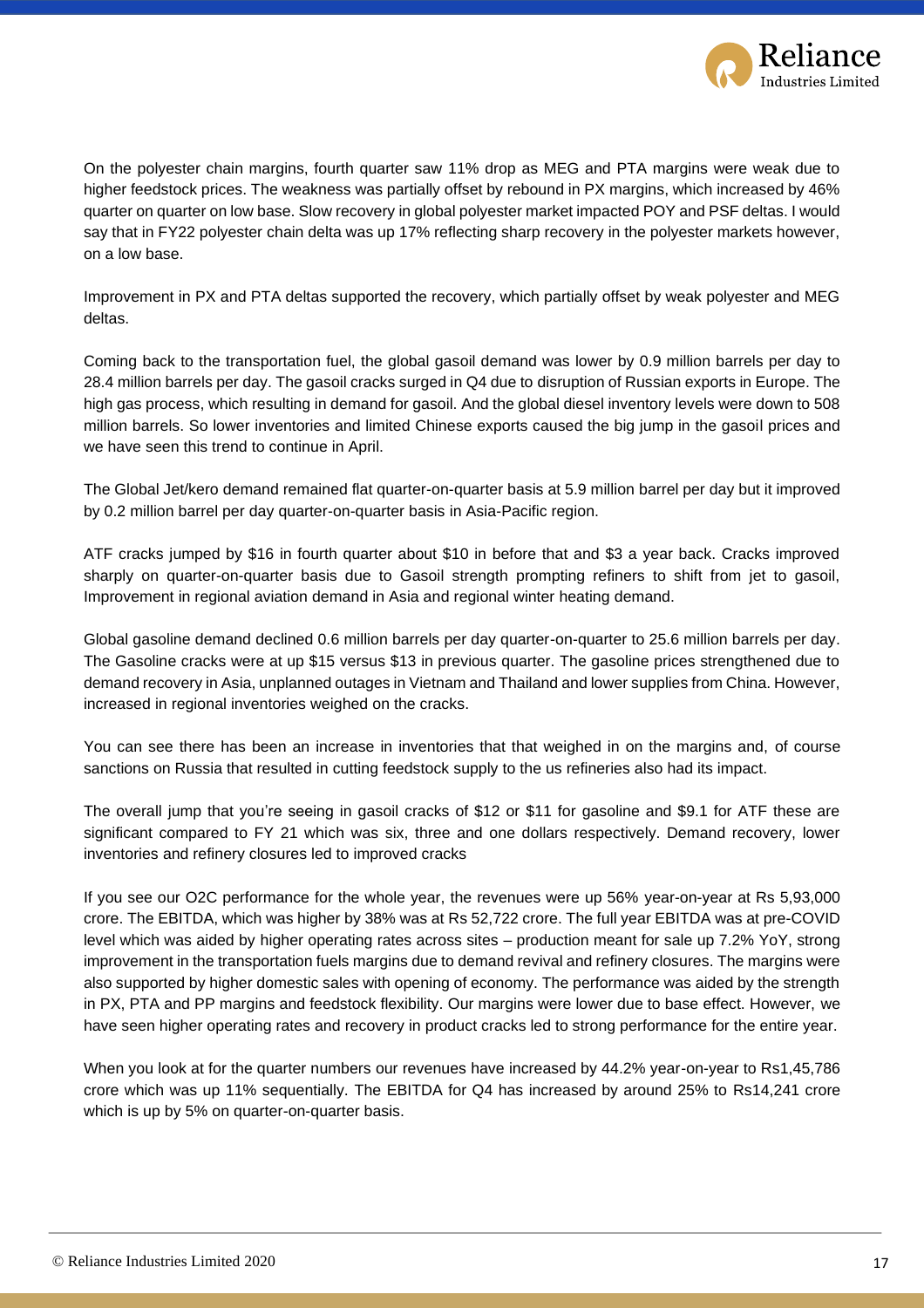On the polyester chain margins, fourth quarter saw 11% drop as MEG and PTA margins were weak due to higher feedstock prices. The weakness was partially offset by rebound in PX margins, which increased by 46% quarter on quarter on low base. Slow recovery in global polyester market impacted POY and PSF deltas. I would say that in FY22 polyester chain delta was up 17% reflecting sharp recovery in the polyester markets however, on a low base.

Improvement in PX and PTA deltas supported the recovery, which partially offset by weak polyester and MEG deltas.

Coming back to the transportation fuel, the global gasoil demand was lower by 0.9 million barrels per day to 28.4 million barrels per day. The gasoil cracks surged in Q4 due to disruption of Russian exports in Europe. The high gas process, which resulting in demand for gasoil. And the global diesel inventory levels were down to 508 million barrels. So lower inventories and limited Chinese exports caused the big jump in the gasoil prices and we have seen this trend to continue in April.

The Global Jet/kero demand remained flat quarter-on-quarter basis at 5.9 million barrel per day but it improved by 0.2 million barrel per day quarter-on-quarter basis in Asia-Pacific region.

ATF cracks jumped by $16 in fourth quarter about $10 in before that and $3 a year back. Cracks improved sharply on quarter-on-quarter basis due to Gasoil strength prompting refiners to shift from jet to gasoil, Improvement in regional aviation demand in Asia and regional winter heating demand.

Global gasoline demand declined 0.6 million barrels per day quarter-on-quarter to 25.6 million barrels per day. The Gasoline cracks were at up $15 versus $13 in previous quarter. The gasoline prices strengthened due to demand recovery in Asia, unplanned outages in Vietnam and Thailand and lower supplies from China. However, increased in regional inventories weighed on the cracks.

You can see there has been an increase in inventories that that weighed in on the margins and, of course sanctions on Russia that resulted in cutting feedstock supply to the us refineries also had its impact.

The overall jump that you're seeing in gasoil cracks of $12 or $11 for gasoline and $9.1 for ATF these are significant compared to FY 21 which was six, three and one dollars respectively. Demand recovery, lower inventories and refinery closures led to improved cracks

If you see our O2C performance for the whole year, the revenues were up 56% year-on-year at Rs 5,93,000 crore. The EBITDA, which was higher by 38% was at Rs 52,722 crore. The full year EBITDA was at pre-COVID level which was aided by higher operating rates across sites – production meant for sale up 7.2% YoY, strong improvement in the transportation fuels margins due to demand revival and refinery closures. The margins were also supported by higher domestic sales with opening of economy. The performance was aided by the strength in PX, PTA and PP margins and feedstock flexibility. Our margins were lower due to base effect. However, we have seen higher operating rates and recovery in product cracks led to strong performance for the entire year.

When you look at for the quarter numbers our revenues have increased by 44.2% year-on-year to Rs1,45,786 crore which was up 11% sequentially. The EBITDA for Q4 has increased by around 25% to Rs14,241 crore which is up by 5% on quarter-on-quarter basis.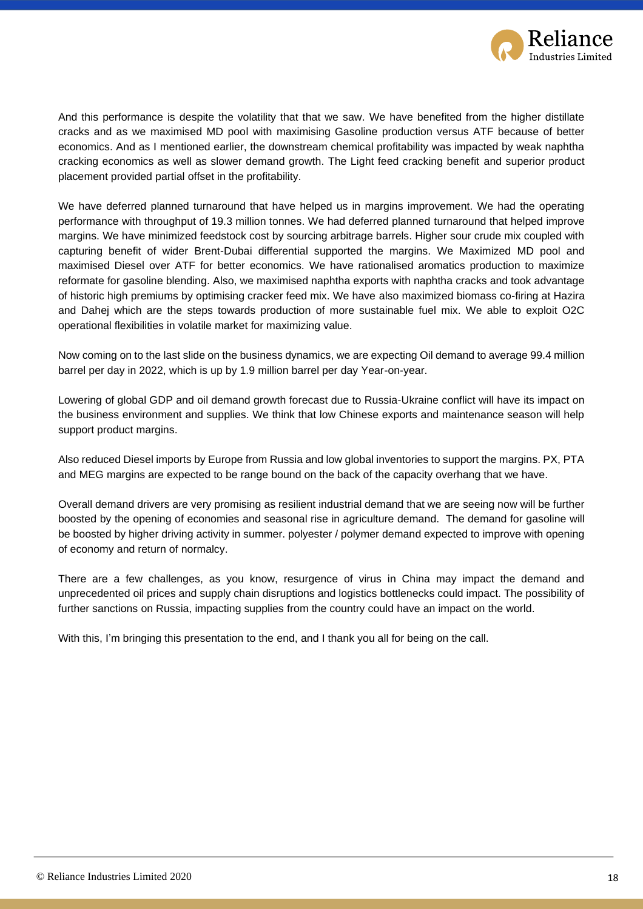And this performance is despite the volatility that that we saw. We have benefited from the higher distillate cracks and as we maximised MD pool with maximising Gasoline production versus ATF because of better economics. And as I mentioned earlier, the downstream chemical profitability was impacted by weak naphtha cracking economics as well as slower demand growth. The Light feed cracking benefit and superior product placement provided partial offset in the profitability.

We have deferred planned turnaround that have helped us in margins improvement. We had the operating performance with throughput of 19.3 million tonnes. We had deferred planned turnaround that helped improve margins. We have minimized feedstock cost by sourcing arbitrage barrels. Higher sour crude mix coupled with capturing benefit of wider Brent-Dubai differential supported the margins. We Maximized MD pool and maximised Diesel over ATF for better economics. We have rationalised aromatics production to maximize reformate for gasoline blending. Also, we maximised naphtha exports with naphtha cracks and took advantage of historic high premiums by optimising cracker feed mix. We have also maximized biomass co-firing at Hazira and Dahej which are the steps towards production of more sustainable fuel mix. We able to exploit O2C operational flexibilities in volatile market for maximizing value.

Now coming on to the last slide on the business dynamics, we are expecting Oil demand to average 99.4 million barrel per day in 2022, which is up by 1.9 million barrel per day Year-on-year.

Lowering of global GDP and oil demand growth forecast due to Russia-Ukraine conflict will have its impact on the business environment and supplies. We think that low Chinese exports and maintenance season will help support product margins.

Also reduced Diesel imports by Europe from Russia and low global inventories to support the margins. PX, PTA and MEG margins are expected to be range bound on the back of the capacity overhang that we have.

Overall demand drivers are very promising as resilient industrial demand that we are seeing now will be further boosted by the opening of economies and seasonal rise in agriculture demand. The demand for gasoline will be boosted by higher driving activity in summer. polyester / polymer demand expected to improve with opening of economy and return of normalcy.

There are a few challenges, as you know, resurgence of virus in China may impact the demand and unprecedented oil prices and supply chain disruptions and logistics bottlenecks could impact. The possibility of further sanctions on Russia, impacting supplies from the country could have an impact on the world.

With this, I'm bringing this presentation to the end, and I thank you all for being on the call.